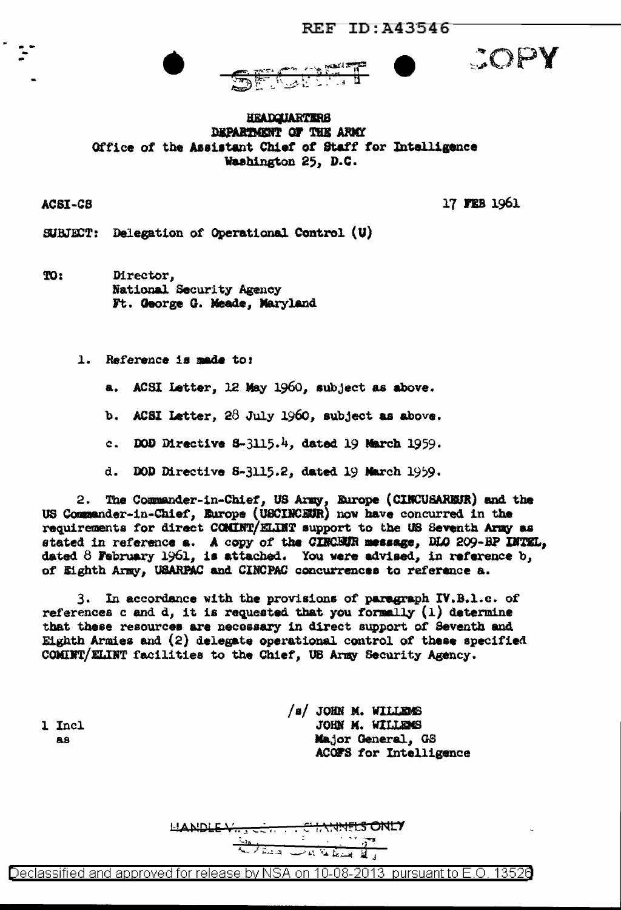REF ID:A43546

SECRET                                                COPY

**HEADQUARTERS**
**DEPARTMENT OF THE ARMY**
Office of the Assistant Chief of Staff for Intelligence
Washington 25, D.C.

ACSI-CS                                                17 FEB 1961

SUBJECT: Delegation of Operational Control (U)

TO: Director,
National Security Agency
Ft. George G. Meade, Maryland

1. Reference is made to:

   a. ACSI Letter, 12 May 1960, subject as above.

   b. ACSI Letter, 28 July 1960, subject as above.

   c. DOD Directive S-3115.4, dated 19 March 1959.

   d. DOD Directive S-3115.2, dated 19 March 1959.

2. The Commander-in-Chief, US Army, Europe (CINCUSAREUR) and the US Commander-in-Chief, Europe (USCINCEUR) now have concurred in the requirements for direct COMINT/ELINT support to the US Seventh Army as stated in reference a. A copy of the CINCEUR message, DLO 209-BP INTEL, dated 8 February 1961, is attached. You were advised, in reference b, of Eighth Army, USARPAC and CINCPAC concurrences to reference a.

3. In accordance with the provisions of paragraph IV.B.1.c. of references c and d, it is requested that you formally (1) determine that these resources are necessary in direct support of Seventh and Eighth Armies and (2) delegate operational control of these specified COMINT/ELINT facilities to the Chief, US Army Security Agency.

1 Incl
as

/s/ JOHN M. WILLEMS
JOHN M. WILLEMS
Major General, GS
ACOFS for Intelligence

HANDLE VIA ... CHANNELS ONLY

Declassified and approved for release by NSA on 10-08-2013 pursuant to E.O. 13526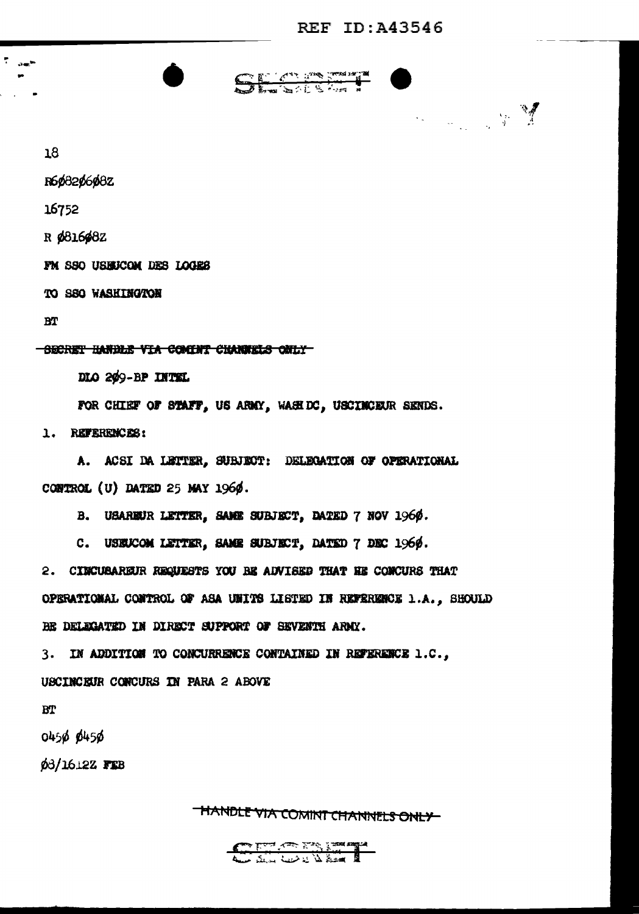REF ID:A43546

SECRET

18

R6Ø82Ø6Ø8Z

16752

R Ø816Ø8Z

FM SSO USEUCOM DES LOGES

TO SSO WASHINGTON

BT

~~SECRET HANDLE VIA COMINT CHANNELS ONLY~~

DLO 2Ø9-BP INTEL

FOR CHIEF OF STAFF, US ARMY, WASH DC, USCINCEUR SENDS.

1. REFERENCES:

A. ACSI DA LETTER, SUBJECT: DELEGATION OF OPERATIONAL CONTROL (U) DATED 25 MAY 196Ø.

B. USAREUR LETTER, SAME SUBJECT, DATED 7 NOV 196Ø.

C. USEUCOM LETTER, SAME SUBJECT, DATED 7 DEC 196Ø.

2. CINCUSAREUR REQUESTS YOU BE ADVISED THAT HE CONCURS THAT OPERATIONAL CONTROL OF ASA UNITS LISTED IN REFERENCE 1.A., SHOULD BE DELEGATED IN DIRECT SUPPORT OF SEVENTH ARMY.

3. IN ADDITION TO CONCURRENCE CONTAINED IN REFERENCE 1.C., USCINCEUR CONCURS IN PARA 2 ABOVE

BT

045Ø Ø45Ø

Ø3/1612Z FEB

~~HANDLE VIA COMINT CHANNELS ONLY~~

SECRET